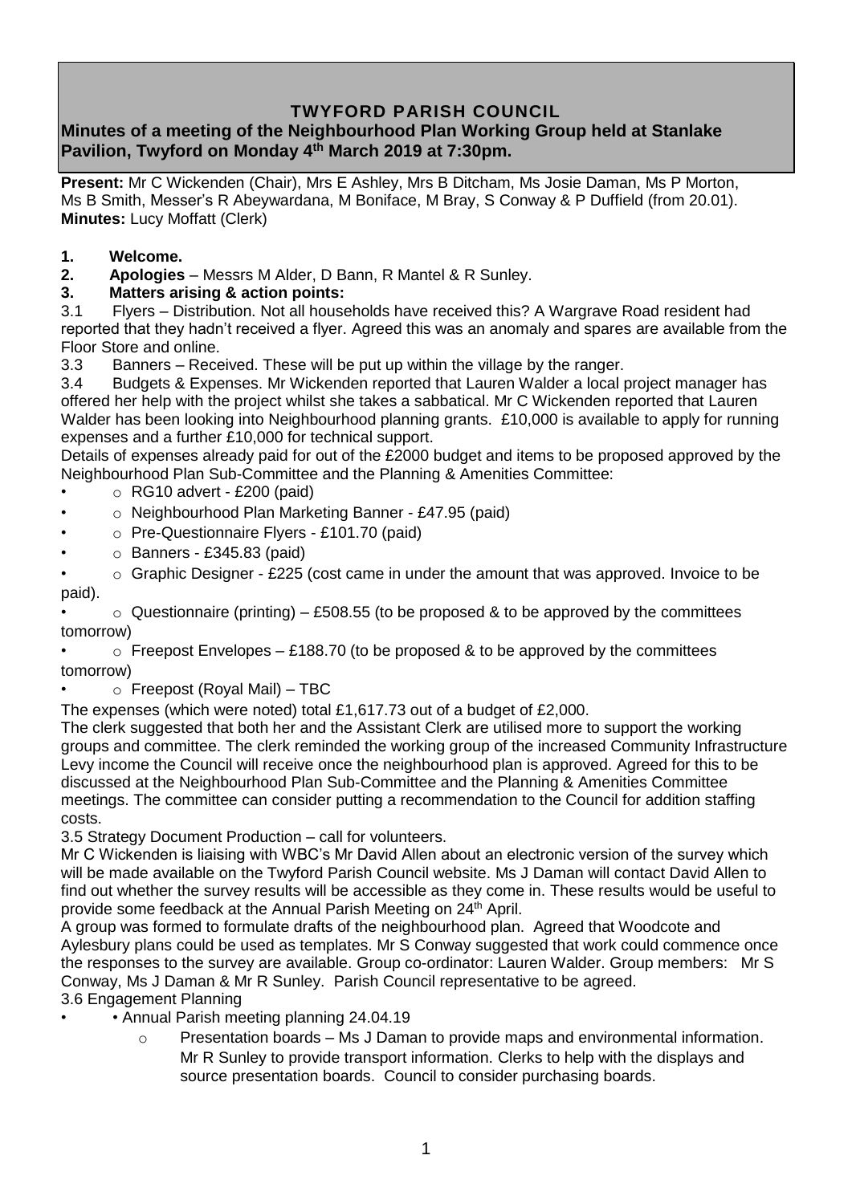# TWYFORD PARISH COUNCIL

## Minutes of a meeting of the Neighbourhood Plan Working Group held at Stanlake Pavilion, Twyford on Monday 4th March 2019 at 7:30pm.

**Present:** Mr C Wickenden (Chair), Mrs E Ashley, Mrs B Ditcham, Ms Josie Daman, Ms P Morton, Ms B Smith, Messer's R Abeywardana, M Boniface, M Bray, S Conway & P Duffield (from 20.01).
**Minutes:** Lucy Moffatt (Clerk)

**1. Welcome.**

**2. Apologies** – Messrs M Alder, D Bann, R Mantel & R Sunley.

**3. Matters arising & action points:**

3.1 Flyers – Distribution. Not all households have received this? A Wargrave Road resident had reported that they hadn't received a flyer. Agreed this was an anomaly and spares are available from the Floor Store and online.

3.3 Banners – Received. These will be put up within the village by the ranger.

3.4 Budgets & Expenses. Mr Wickenden reported that Lauren Walder a local project manager has offered her help with the project whilst she takes a sabbatical. Mr C Wickenden reported that Lauren Walder has been looking into Neighbourhood planning grants. £10,000 is available to apply for running expenses and a further £10,000 for technical support.

Details of expenses already paid for out of the £2000 budget and items to be proposed approved by the Neighbourhood Plan Sub-Committee and the Planning & Amenities Committee:

- RG10 advert - £200 (paid)
- Neighbourhood Plan Marketing Banner - £47.95 (paid)
- Pre-Questionnaire Flyers - £101.70 (paid)
- Banners - £345.83 (paid)
- Graphic Designer - £225 (cost came in under the amount that was approved. Invoice to be paid).
- Questionnaire (printing) – £508.55 (to be proposed & to be approved by the committees tomorrow)
- Freepost Envelopes – £188.70 (to be proposed & to be approved by the committees tomorrow)
- Freepost (Royal Mail) – TBC

The expenses (which were noted) total £1,617.73 out of a budget of £2,000.

The clerk suggested that both her and the Assistant Clerk are utilised more to support the working groups and committee. The clerk reminded the working group of the increased Community Infrastructure Levy income the Council will receive once the neighbourhood plan is approved. Agreed for this to be discussed at the Neighbourhood Plan Sub-Committee and the Planning & Amenities Committee meetings. The committee can consider putting a recommendation to the Council for addition staffing costs.

3.5 Strategy Document Production – call for volunteers.

Mr C Wickenden is liaising with WBC's Mr David Allen about an electronic version of the survey which will be made available on the Twyford Parish Council website. Ms J Daman will contact David Allen to find out whether the survey results will be accessible as they come in. These results would be useful to provide some feedback at the Annual Parish Meeting on 24th April.

A group was formed to formulate drafts of the neighbourhood plan. Agreed that Woodcote and Aylesbury plans could be used as templates. Mr S Conway suggested that work could commence once the responses to the survey are available. Group co-ordinator: Lauren Walder. Group members: Mr S Conway, Ms J Daman & Mr R Sunley. Parish Council representative to be agreed.

3.6 Engagement Planning

- Annual Parish meeting planning 24.04.19
  - Presentation boards – Ms J Daman to provide maps and environmental information. Mr R Sunley to provide transport information. Clerks to help with the displays and source presentation boards. Council to consider purchasing boards.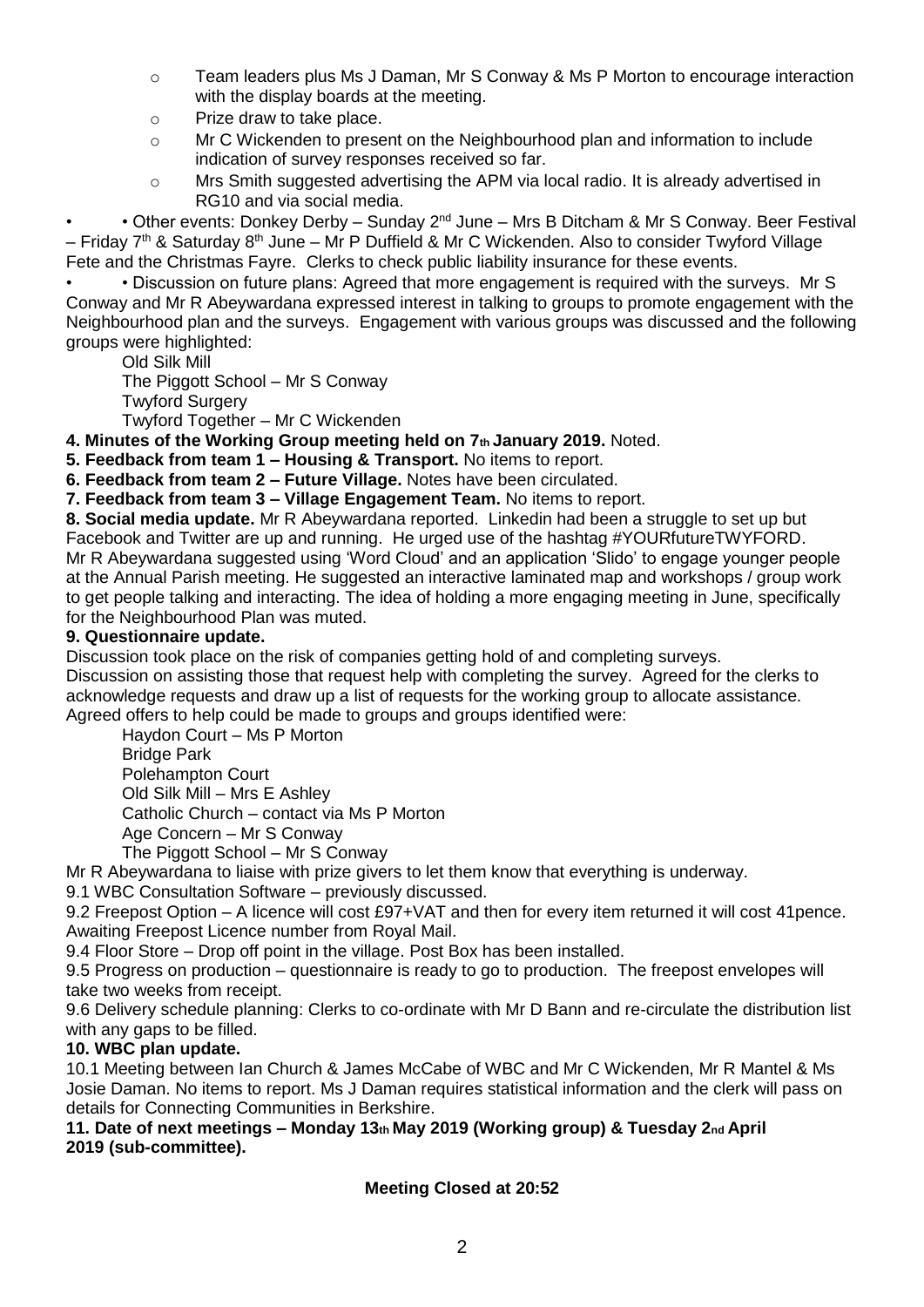- Team leaders plus Ms J Daman, Mr S Conway & Ms P Morton to encourage interaction with the display boards at the meeting.
- Prize draw to take place.
- Mr C Wickenden to present on the Neighbourhood plan and information to include indication of survey responses received so far.
- Mrs Smith suggested advertising the APM via local radio. It is already advertised in RG10 and via social media.

• • Other events: Donkey Derby – Sunday 2nd June – Mrs B Ditcham & Mr S Conway. Beer Festival – Friday 7th & Saturday 8th June – Mr P Duffield & Mr C Wickenden. Also to consider Twyford Village Fete and the Christmas Fayre. Clerks to check public liability insurance for these events.

• • Discussion on future plans: Agreed that more engagement is required with the surveys. Mr S Conway and Mr R Abeywardana expressed interest in talking to groups to promote engagement with the Neighbourhood plan and the surveys. Engagement with various groups was discussed and the following groups were highlighted:

Old Silk Mill
The Piggott School – Mr S Conway
Twyford Surgery
Twyford Together – Mr C Wickenden

**4. Minutes of the Working Group meeting held on 7th January 2019.** Noted.

**5. Feedback from team 1 – Housing & Transport.** No items to report.

**6. Feedback from team 2 – Future Village.** Notes have been circulated.

**7. Feedback from team 3 – Village Engagement Team.** No items to report.

**8. Social media update.** Mr R Abeywardana reported. Linkedin had been a struggle to set up but Facebook and Twitter are up and running. He urged use of the hashtag #YOURfutureTWYFORD. Mr R Abeywardana suggested using 'Word Cloud' and an application 'Slido' to engage younger people at the Annual Parish meeting. He suggested an interactive laminated map and workshops / group work to get people talking and interacting. The idea of holding a more engaging meeting in June, specifically for the Neighbourhood Plan was muted.

**9. Questionnaire update.**

Discussion took place on the risk of companies getting hold of and completing surveys.
Discussion on assisting those that request help with completing the survey. Agreed for the clerks to acknowledge requests and draw up a list of requests for the working group to allocate assistance. Agreed offers to help could be made to groups and groups identified were:

Haydon Court – Ms P Morton
Bridge Park
Polehampton Court
Old Silk Mill – Mrs E Ashley
Catholic Church – contact via Ms P Morton
Age Concern – Mr S Conway
The Piggott School – Mr S Conway

Mr R Abeywardana to liaise with prize givers to let them know that everything is underway.

9.1 WBC Consultation Software – previously discussed.

9.2 Freepost Option – A licence will cost £97+VAT and then for every item returned it will cost 41pence. Awaiting Freepost Licence number from Royal Mail.

9.4 Floor Store – Drop off point in the village. Post Box has been installed.

9.5 Progress on production – questionnaire is ready to go to production. The freepost envelopes will take two weeks from receipt.

9.6 Delivery schedule planning: Clerks to co-ordinate with Mr D Bann and re-circulate the distribution list with any gaps to be filled.

**10. WBC plan update.**

10.1 Meeting between Ian Church & James McCabe of WBC and Mr C Wickenden, Mr R Mantel & Ms Josie Daman. No items to report. Ms J Daman requires statistical information and the clerk will pass on details for Connecting Communities in Berkshire.

**11. Date of next meetings – Monday 13th May 2019 (Working group) & Tuesday 2nd April 2019 (sub-committee).**

**Meeting Closed at 20:52**